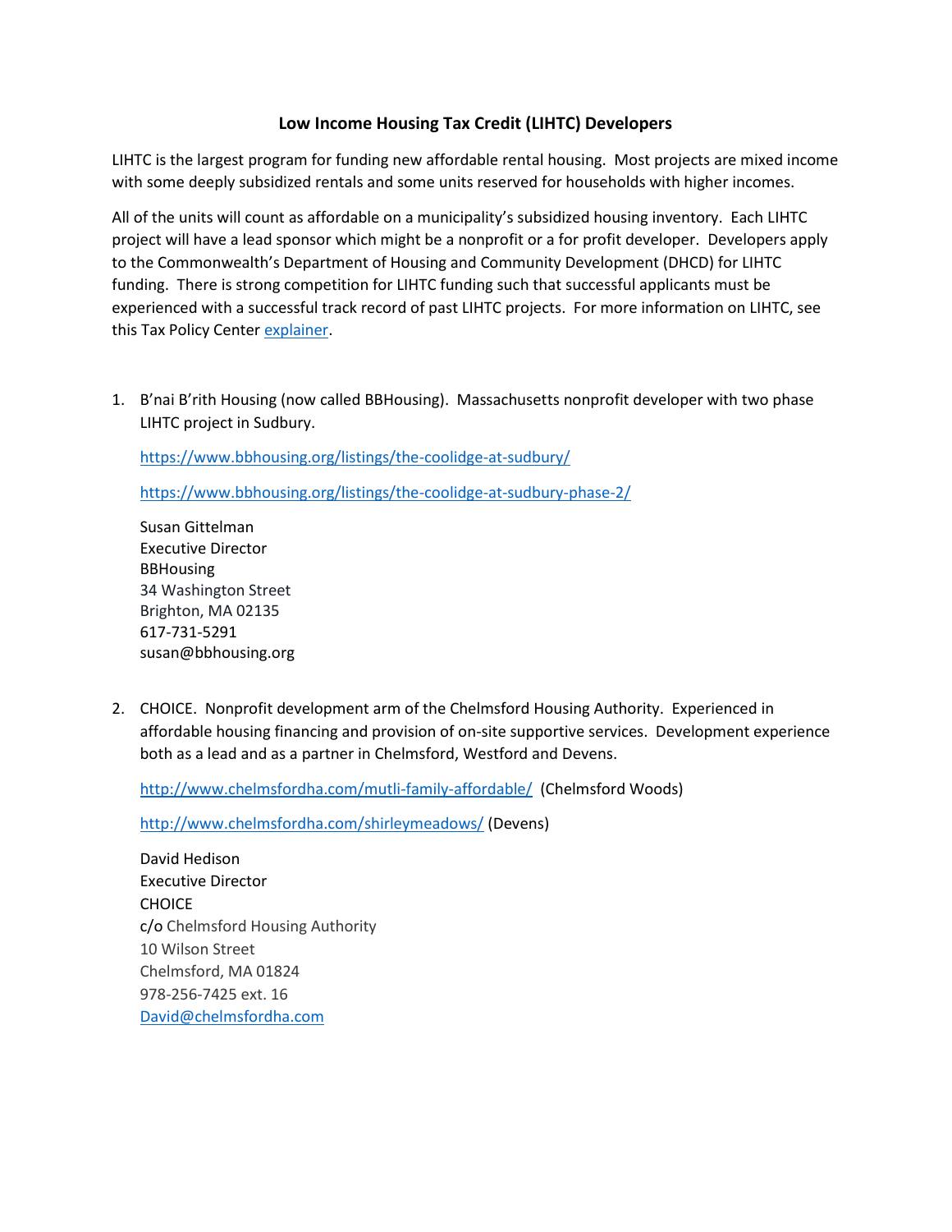# Low Income Housing Tax Credit (LIHTC) Developers

LIHTC is the largest program for funding new affordable rental housing. Most projects are mixed income with some deeply subsidized rentals and some units reserved for households with higher incomes.

All of the units will count as affordable on a municipality's subsidized housing inventory. Each LIHTC project will have a lead sponsor which might be a nonprofit or a for profit developer. Developers apply to the Commonwealth's Department of Housing and Community Development (DHCD) for LIHTC funding. There is strong competition for LIHTC funding such that successful applicants must be experienced with a successful track record of past LIHTC projects. For more information on LIHTC, see this Tax Policy Center explainer.

1. B'nai B'rith Housing (now called BBHousing). Massachusetts nonprofit developer with two phase LIHTC project in Sudbury.

   https://www.bbhousing.org/listings/the-coolidge-at-sudbury/

   https://www.bbhousing.org/listings/the-coolidge-at-sudbury-phase-2/

   Susan Gittelman
   Executive Director
   BBHousing
   34 Washington Street
   Brighton, MA 02135
   617-731-5291
   susan@bbhousing.org

2. CHOICE. Nonprofit development arm of the Chelmsford Housing Authority. Experienced in affordable housing financing and provision of on-site supportive services. Development experience both as a lead and as a partner in Chelmsford, Westford and Devens.

   http://www.chelmsfordha.com/mutli-family-affordable/ (Chelmsford Woods)

   http://www.chelmsfordha.com/shirleymeadows/ (Devens)

   David Hedison
   Executive Director
   CHOICE
   c/o Chelmsford Housing Authority
   10 Wilson Street
   Chelmsford, MA 01824
   978-256-7425 ext. 16
   David@chelmsfordha.com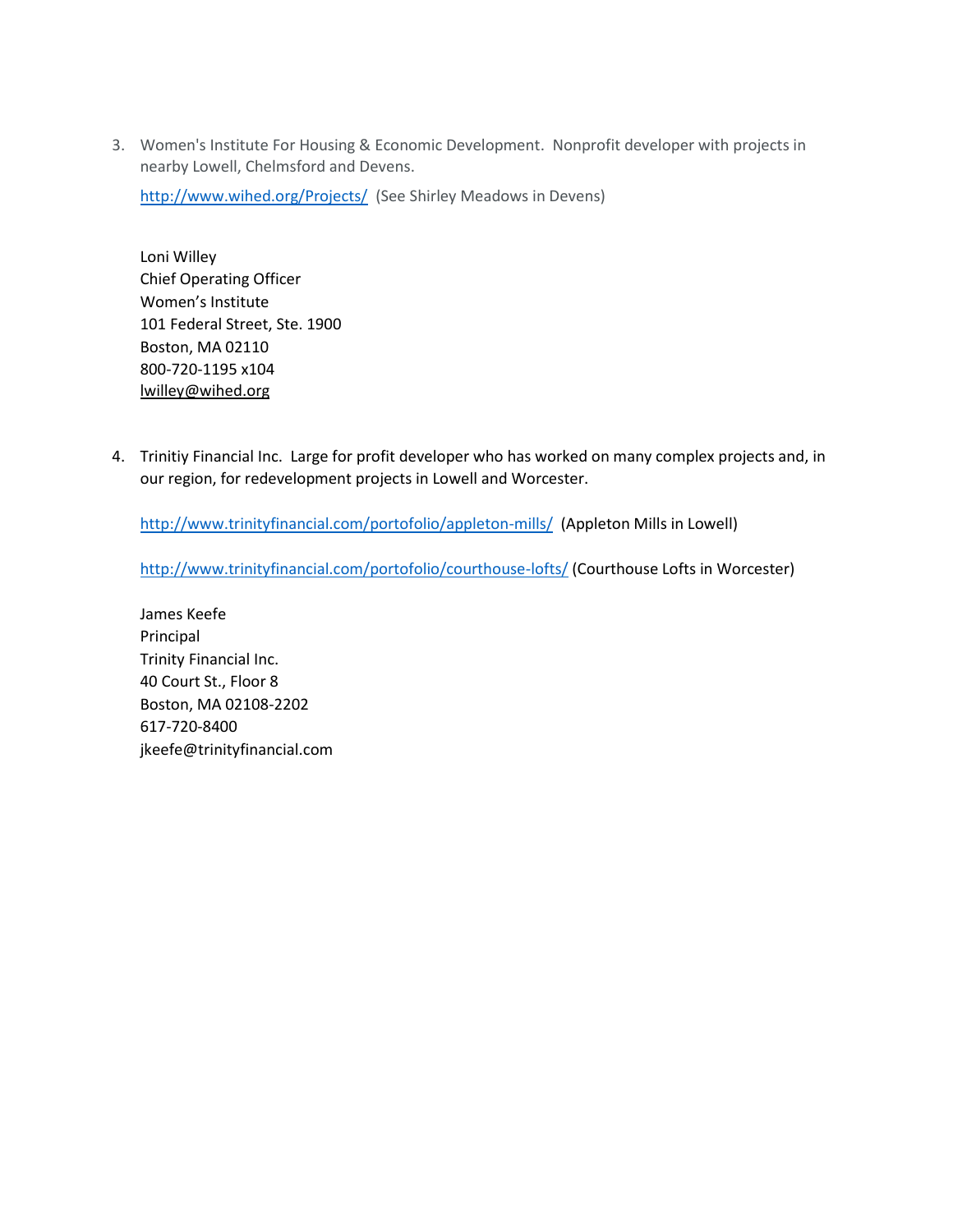3. Women's Institute For Housing & Economic Development.  Nonprofit developer with projects in nearby Lowell, Chelmsford and Devens.

   http://www.wihed.org/Projects/  (See Shirley Meadows in Devens)

   Loni Willey
   Chief Operating Officer
   Women's Institute
   101 Federal Street, Ste. 1900
   Boston, MA 02110
   800-720-1195 x104
   lwilley@wihed.org

4. Trinitiy Financial Inc.  Large for profit developer who has worked on many complex projects and, in our region, for redevelopment projects in Lowell and Worcester.

   http://www.trinityfinancial.com/portofolio/appleton-mills/  (Appleton Mills in Lowell)

   http://www.trinityfinancial.com/portofolio/courthouse-lofts/ (Courthouse Lofts in Worcester)

   James Keefe
   Principal
   Trinity Financial Inc.
   40 Court St., Floor 8
   Boston, MA 02108-2202
   617-720-8400
   jkeefe@trinityfinancial.com